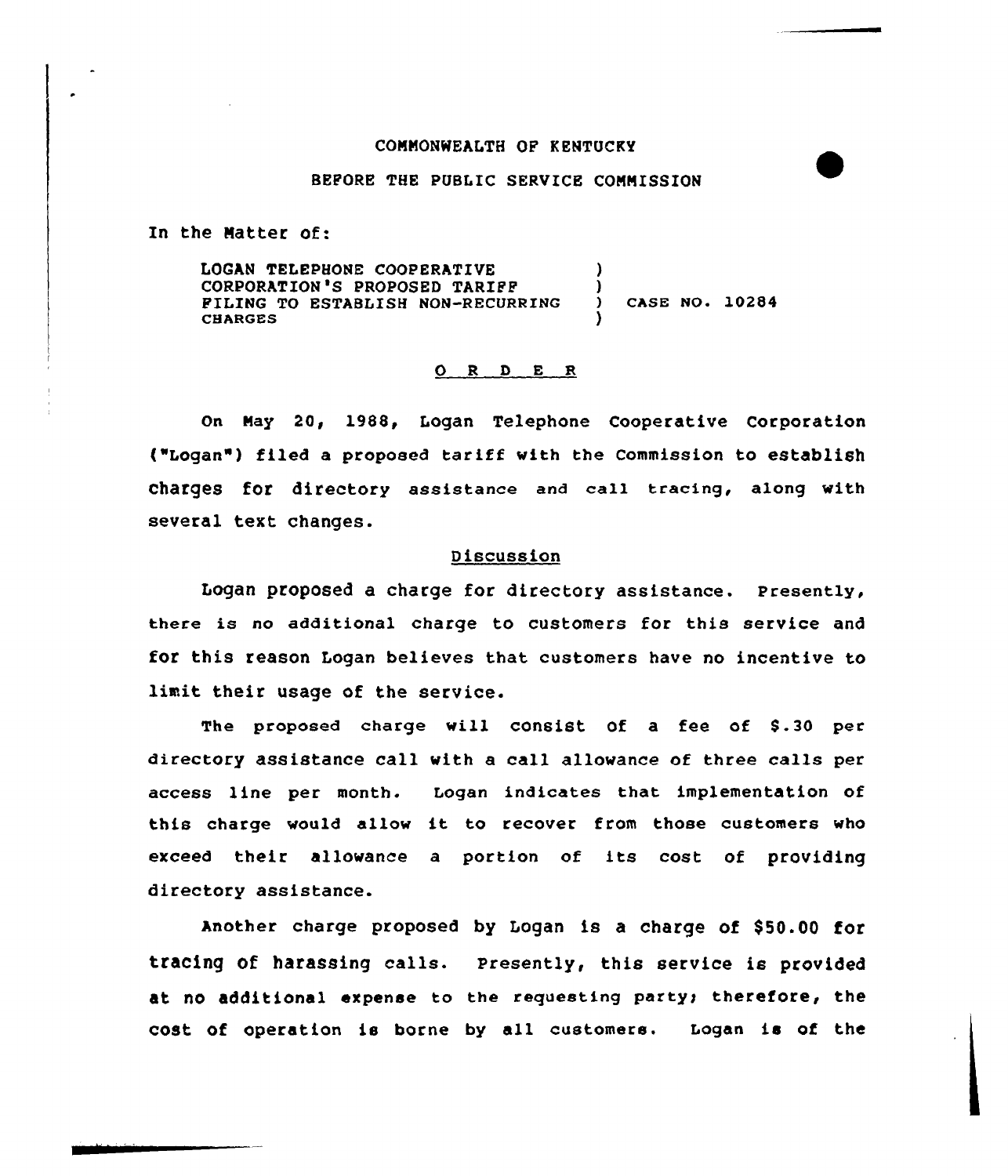COMMONWEALTH OF KENTUCKY

BEFORE THE PUBLIC SERVICE COMMISSION

In the Matter of:

| | | |
|---|---|---|
| LOGAN TELEPHONE COOPERATIVE CORPORATION'S PROPOSED TARIFF FILING TO ESTABLISH NON-RECURRING CHARGES | ) | CASE NO. 10284 |

## O R D E R

On May 20, 1988, Logan Telephone Cooperative Corporation ("Logan") filed a proposed tariff with the Commission to establish charges for directory assistance and call tracing, along with several text changes.

### Discussion

Logan proposed a charge for directory assistance. Presently, there is no additional charge to customers for this service and for this reason Logan believes that customers have no incentive to limit their usage of the service.

The proposed charge will consist of a fee of $.30 per directory assistance call with a call allowance of three calls per access line per month. Logan indicates that implementation of this charge would allow it to recover from those customers who exceed their allowance a portion of its cost of providing directory assistance.

Another charge proposed by Logan is a charge of $50.00 for tracing of harassing calls. Presently, this service is provided at no additional expense to the requesting party; therefore, the cost of operation is borne by all customers. Logan is of the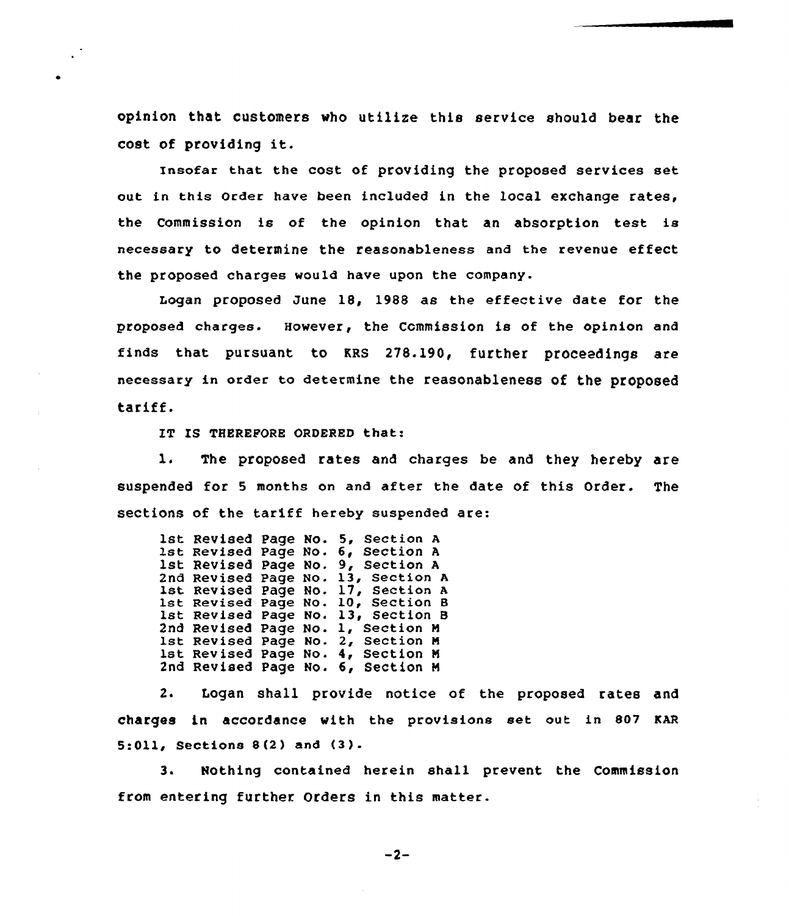opinion that customers who utilize this service should bear the cost of providing it.

Insofar that the cost of providing the proposed services set out in this Order have been included in the local exchange rates, the Commission is of the opinion that an absorption test is necessary to determine the reasonableness and the revenue effect the proposed charges would have upon the company.

Logan proposed June 18, 1988 as the effective date for the proposed charges. However, the Commission is of the opinion and finds that pursuant to KRS 278.190, further proceedings are necessary in order to determine the reasonableness of the proposed tariff.

IT IS THEREFORE ORDERED that:

1. The proposed rates and charges be and they hereby are suspended for 5 months on and after the date of this Order. The sections of the tariff hereby suspended are:

 1st Revised Page No. 5, Section A
 1st Revised Page No. 6, Section A
 1st Revised Page No. 9, Section A
 2nd Revised Page No. 13, Section A
 1st Revised Page No. 17, Section A
 1st Revised Page No. 10, Section B
 1st Revised Page No. 13, Section B
 2nd Revised Page No. 1, Section M
 1st Revised Page No. 2, Section M
 1st Revised Page No. 4, Section M
 2nd Revised Page No. 6, Section M

2. Logan shall provide notice of the proposed rates and charges in accordance with the provisions set out in 807 KAR 5:011, Sections 8(2) and (3).

3. Nothing contained herein shall prevent the Commission from entering further Orders in this matter.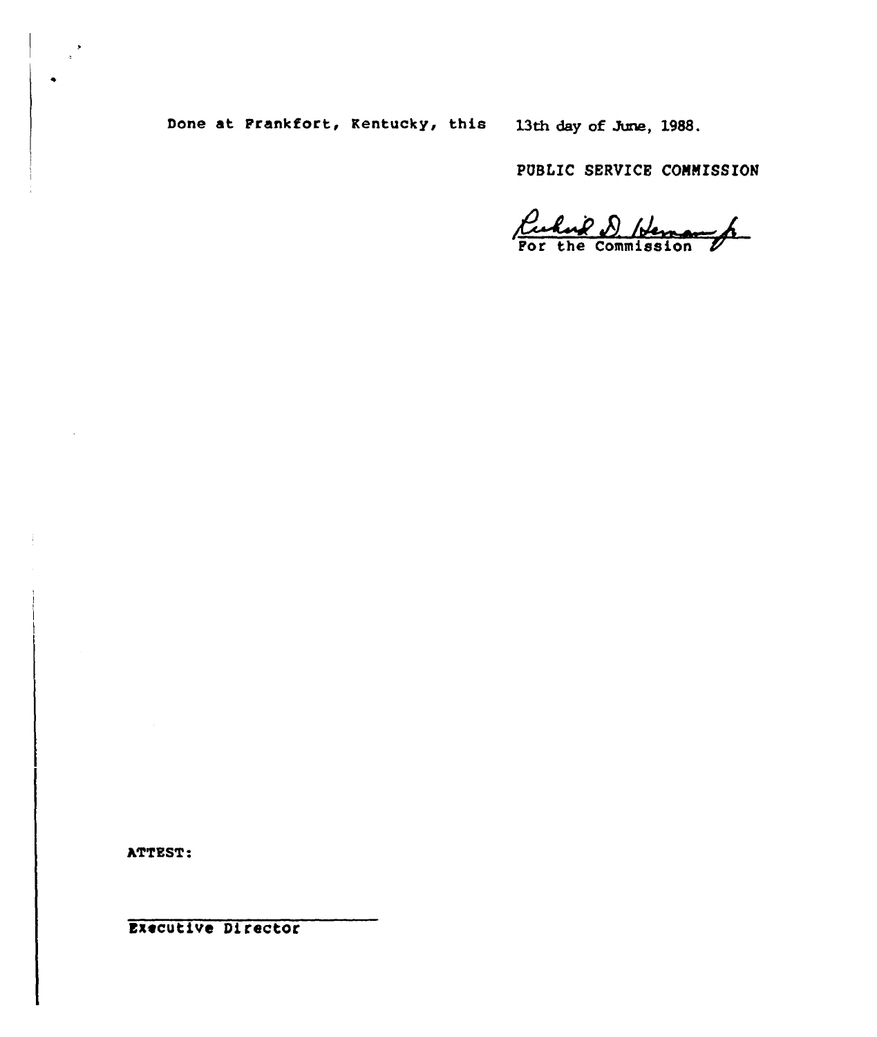Done at Frankfort, Kentucky, this 13th day of June, 1988.

PUBLIC SERVICE COMMISSION

For the Commission

ATTEST:

Executive Director